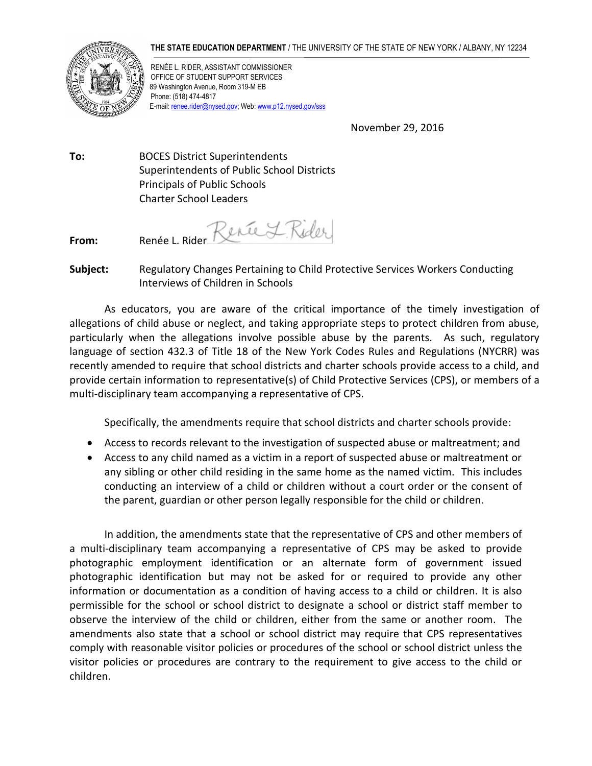**THE STATE EDUCATION DEPARTMENT** / THE UNIVERSITY OF THE STATE OF NEW YORK / ALBANY, NY 12234

RENÉE L. RIDER, ASSISTANT COMMISSIONER
OFFICE OF STUDENT SUPPORT SERVICES
89 Washington Avenue, Room 319-M EB
Phone: (518) 474-4817
E-mail: renee.rider@nysed.gov; Web: www.p12.nysed.gov/sss

November 29, 2016

**To:** BOCES District Superintendents
Superintendents of Public School Districts
Principals of Public Schools
Charter School Leaders

**From:** Renée L. Rider

**Subject:** Regulatory Changes Pertaining to Child Protective Services Workers Conducting Interviews of Children in Schools

As educators, you are aware of the critical importance of the timely investigation of allegations of child abuse or neglect, and taking appropriate steps to protect children from abuse, particularly when the allegations involve possible abuse by the parents. As such, regulatory language of section 432.3 of Title 18 of the New York Codes Rules and Regulations (NYCRR) was recently amended to require that school districts and charter schools provide access to a child, and provide certain information to representative(s) of Child Protective Services (CPS), or members of a multi-disciplinary team accompanying a representative of CPS.

Specifically, the amendments require that school districts and charter schools provide:

- Access to records relevant to the investigation of suspected abuse or maltreatment; and
- Access to any child named as a victim in a report of suspected abuse or maltreatment or any sibling or other child residing in the same home as the named victim. This includes conducting an interview of a child or children without a court order or the consent of the parent, guardian or other person legally responsible for the child or children.

In addition, the amendments state that the representative of CPS and other members of a multi-disciplinary team accompanying a representative of CPS may be asked to provide photographic employment identification or an alternate form of government issued photographic identification but may not be asked for or required to provide any other information or documentation as a condition of having access to a child or children. It is also permissible for the school or school district to designate a school or district staff member to observe the interview of the child or children, either from the same or another room. The amendments also state that a school or school district may require that CPS representatives comply with reasonable visitor policies or procedures of the school or school district unless the visitor policies or procedures are contrary to the requirement to give access to the child or children.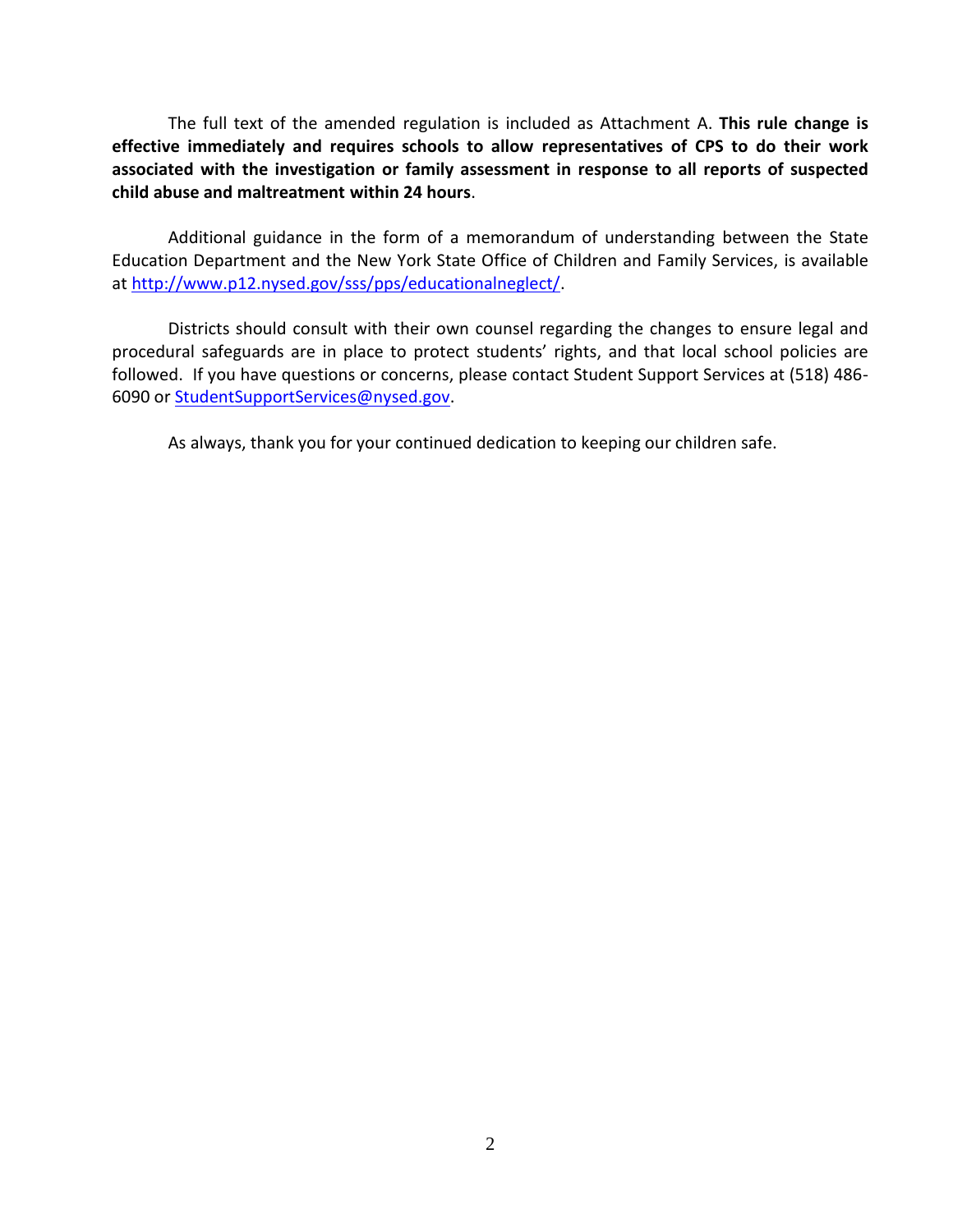The full text of the amended regulation is included as Attachment A. **This rule change is effective immediately and requires schools to allow representatives of CPS to do their work associated with the investigation or family assessment in response to all reports of suspected child abuse and maltreatment within 24 hours**.

Additional guidance in the form of a memorandum of understanding between the State Education Department and the New York State Office of Children and Family Services, is available at [http://www.p12.nysed.gov/sss/pps/educationalneglect/](http://www.p12.nysed.gov/sss/pps/educationalneglect/).

Districts should consult with their own counsel regarding the changes to ensure legal and procedural safeguards are in place to protect students' rights, and that local school policies are followed. If you have questions or concerns, please contact Student Support Services at (518) 486-6090 or [StudentSupportServices@nysed.gov](mailto:StudentSupportServices@nysed.gov).

As always, thank you for your continued dedication to keeping our children safe.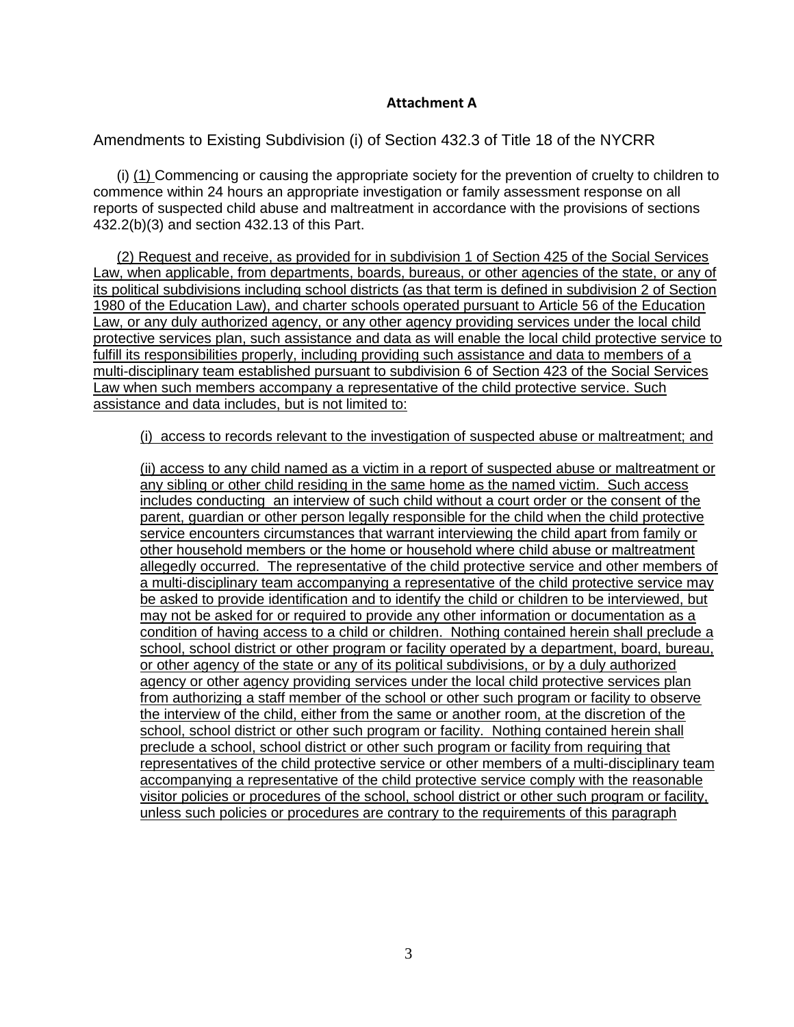**Attachment A**

Amendments to Existing Subdivision (i) of Section 432.3 of Title 18 of the NYCRR

(i) <u>(1)</u> Commencing or causing the appropriate society for the prevention of cruelty to children to commence within 24 hours an appropriate investigation or family assessment response on all reports of suspected child abuse and maltreatment in accordance with the provisions of sections 432.2(b)(3) and section 432.13 of this Part.

<u>(2) Request and receive, as provided for in subdivision 1 of Section 425 of the Social Services Law, when applicable, from departments, boards, bureaus, or other agencies of the state, or any of its political subdivisions including school districts (as that term is defined in subdivision 2 of Section 1980 of the Education Law), and charter schools operated pursuant to Article 56 of the Education Law, or any duly authorized agency, or any other agency providing services under the local child protective services plan, such assistance and data as will enable the local child protective service to fulfill its responsibilities properly, including providing such assistance and data to members of a multi-disciplinary team established pursuant to subdivision 6 of Section 423 of the Social Services Law when such members accompany a representative of the child protective service. Such assistance and data includes, but is not limited to:</u>

<u>(i) access to records relevant to the investigation of suspected abuse or maltreatment; and</u>

<u>(ii) access to any child named as a victim in a report of suspected abuse or maltreatment or any sibling or other child residing in the same home as the named victim. Such access includes conducting an interview of such child without a court order or the consent of the parent, guardian or other person legally responsible for the child when the child protective service encounters circumstances that warrant interviewing the child apart from family or other household members or the home or household where child abuse or maltreatment allegedly occurred. The representative of the child protective service and other members of a multi-disciplinary team accompanying a representative of the child protective service may be asked to provide identification and to identify the child or children to be interviewed, but may not be asked for or required to provide any other information or documentation as a condition of having access to a child or children. Nothing contained herein shall preclude a school, school district or other program or facility operated by a department, board, bureau, or other agency of the state or any of its political subdivisions, or by a duly authorized agency or other agency providing services under the local child protective services plan from authorizing a staff member of the school or other such program or facility to observe the interview of the child, either from the same or another room, at the discretion of the school, school district or other such program or facility. Nothing contained herein shall preclude a school, school district or other such program or facility from requiring that representatives of the child protective service or other members of a multi-disciplinary team accompanying a representative of the child protective service comply with the reasonable visitor policies or procedures of the school, school district or other such program or facility, unless such policies or procedures are contrary to the requirements of this paragraph</u>